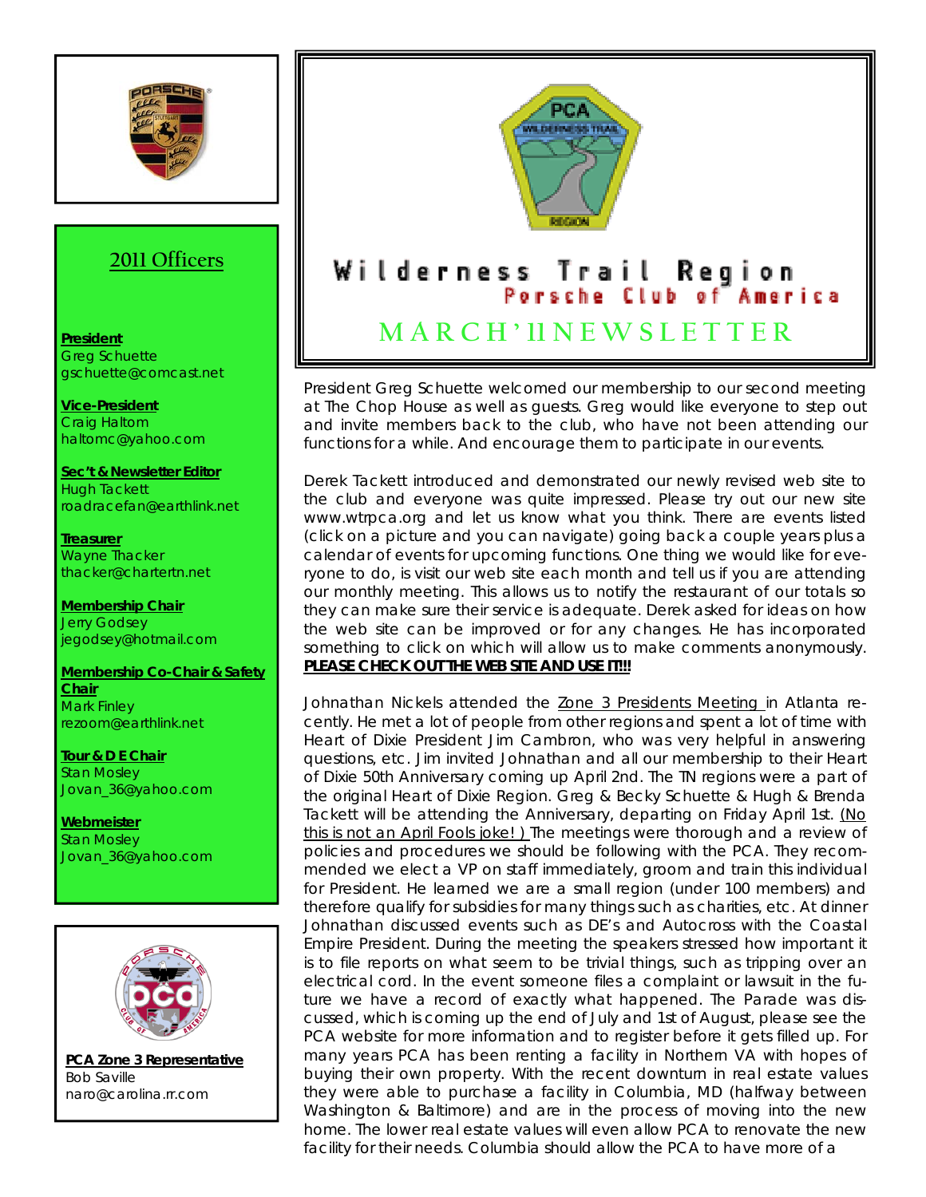# Wilderness Trail Region

## Porsche Club of America

## MARCH '11 NEWSLETTER

President Greg Schuette welcomed our membership to our second meeting at The Chop House as well as guests. Greg would like everyone to step out and invite members back to the club, who have not been attending our functions for a while. And encourage them to participate in our events.

Derek Tackett introduced and demonstrated our newly revised web site to the club and everyone was quite impressed. Please try out our new site www.wtrpca.org and let us know what you think. There are events listed (click on a picture and you can navigate) going back a couple years plus a calendar of events for upcoming functions. One thing we would like for everyone to do, is visit our web site each month and tell us if you are attending our monthly meeting. This allows us to notify the restaurant of our totals so they can make sure their service is adequate. Derek asked for ideas on how the web site can be improved or for any changes. He has incorporated something to click on which will allow us to make comments anonymously. **PLEASE CHECK OUT THE WEB SITE AND USE IT!!!**

Johnathan Nickels attended the Zone 3 Presidents Meeting in Atlanta recently. He met a lot of people from other regions and spent a lot of time with Heart of Dixie President Jim Cambron, who was very helpful in answering questions, etc. Jim invited Johnathan and all our membership to their Heart of Dixie 50th Anniversary coming up April 2nd. The TN regions were a part of the original Heart of Dixie Region. Greg & Becky Schuette & Hugh & Brenda Tackett will be attending the Anniversary, departing on Friday April 1st. (No this is not an April Fools joke! ) The meetings were thorough and a review of policies and procedures we should be following with the PCA. They recommended we elect a VP on staff immediately, groom and train this individual for President. He learned we are a small region (under 100 members) and therefore qualify for subsidies for many things such as charities, etc. At dinner Johnathan discussed events such as DE's and Autocross with the Coastal Empire President. During the meeting the speakers stressed how important it is to file reports on what seem to be trivial things, such as tripping over an electrical cord. In the event someone files a complaint or lawsuit in the future we have a record of exactly what happened. The Parade was discussed, which is coming up the end of July and 1st of August, please see the PCA website for more information and to register before it gets filled up. For many years PCA has been renting a facility in Northern VA with hopes of buying their own property. With the recent downturn in real estate values they were able to purchase a facility in Columbia, MD (halfway between Washington & Baltimore) and are in the process of moving into the new home. The lower real estate values will even allow PCA to renovate the new facility for their needs. Columbia should allow the PCA to have more of a

---

## 2011 Officers

**President**
Greg Schuette
gschuette@comcast.net

**Vice-President**
Craig Haltom
haltomc@yahoo.com

**Sec't & Newsletter Editor**
Hugh Tackett
roadracefan@earthlink.net

**Treasurer**
Wayne Thacker
thacker@chartertn.net

**Membership Chair**
Jerry Godsey
jegodsey@hotmail.com

**Membership Co-Chair & Safety Chair**
Mark Finley
rezoom@earthlink.net

**Tour & D E Chair**
Stan Mosley
Jovan_36@yahoo.com

**Webmeister**
Stan Mosley
Jovan_36@yahoo.com

**PCA Zone 3 Representative**
Bob Saville
naro@carolina.rr.com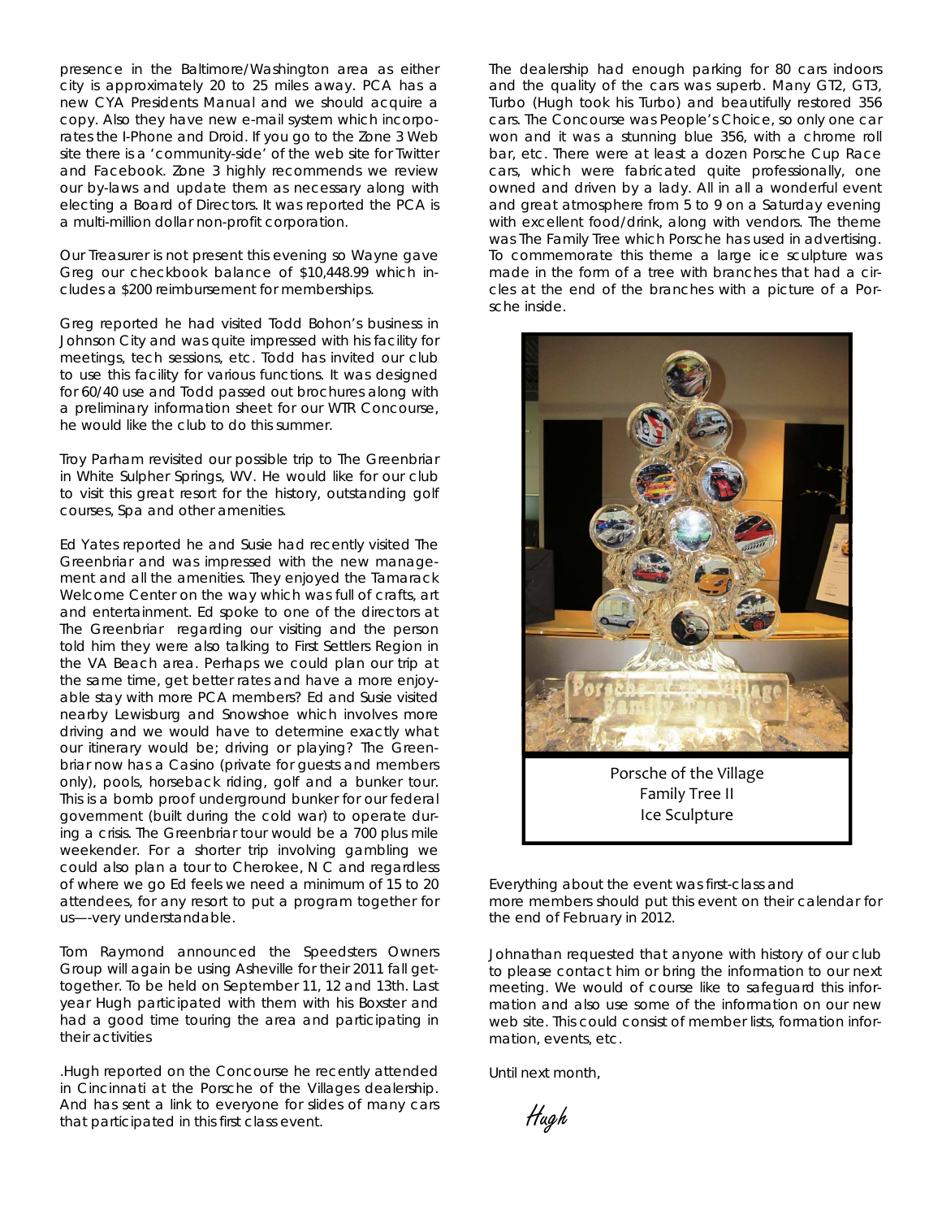presence in the Baltimore/Washington area as either city is approximately 20 to 25 miles away. PCA has a new CYA Presidents Manual and we should acquire a copy. Also they have new e-mail system which incorporates the I-Phone and Droid. If you go to the Zone 3 Web site there is a 'community-side' of the web site for Twitter and Facebook. Zone 3 highly recommends we review our by-laws and update them as necessary along with electing a Board of Directors. It was reported the PCA is a multi-million dollar non-profit corporation.

Our Treasurer is not present this evening so Wayne gave Greg our checkbook balance of $10,448.99 which includes a $200 reimbursement for memberships.

Greg reported he had visited Todd Bohon's business in Johnson City and was quite impressed with his facility for meetings, tech sessions, etc. Todd has invited our club to use this facility for various functions. It was designed for 60/40 use and Todd passed out brochures along with a preliminary information sheet for our WTR Concourse, he would like the club to do this summer.

Troy Parham revisited our possible trip to The Greenbriar in White Sulpher Springs, WV. He would like for our club to visit this great resort for the history, outstanding golf courses, Spa and other amenities.

Ed Yates reported he and Susie had recently visited The Greenbriar and was impressed with the new management and all the amenities. They enjoyed the Tamarack Welcome Center on the way which was full of crafts, art and entertainment. Ed spoke to one of the directors at The Greenbriar regarding our visiting and the person told him they were also talking to First Settlers Region in the VA Beach area. Perhaps we could plan our trip at the same time, get better rates and have a more enjoyable stay with more PCA members? Ed and Susie visited nearby Lewisburg and Snowshoe which involves more driving and we would have to determine exactly what our itinerary would be; driving or playing? The Greenbriar now has a Casino (private for guests and members only), pools, horseback riding, golf and a bunker tour. This is a bomb proof underground bunker for our federal government (built during the cold war) to operate during a crisis. The Greenbriar tour would be a 700 plus mile weekender. For a shorter trip involving gambling we could also plan a tour to Cherokee, N C and regardless of where we go Ed feels we need a minimum of 15 to 20 attendees, for any resort to put a program together for us—-very understandable.

Tom Raymond announced the Speedsters Owners Group will again be using Asheville for their 2011 fall get-together. To be held on September 11, 12 and 13th. Last year Hugh participated with them with his Boxster and had a good time touring the area and participating in their activities

.Hugh reported on the Concourse he recently attended in Cincinnati at the Porsche of the Villages dealership. And has sent a link to everyone for slides of many cars that participated in this first class event.

The dealership had enough parking for 80 cars indoors and the quality of the cars was superb. Many GT2, GT3, Turbo (Hugh took his Turbo) and beautifully restored 356 cars. The Concourse was People's Choice, so only one car won and it was a stunning blue 356, with a chrome roll bar, etc. There were at least a dozen Porsche Cup Race cars, which were fabricated quite professionally, one owned and driven by a lady. All in all a wonderful event and great atmosphere from 5 to 9 on a Saturday evening with excellent food/drink, along with vendors. The theme was The Family Tree which Porsche has used in advertising. To commemorate this theme a large ice sculpture was made in the form of a tree with branches that had a circles at the end of the branches with a picture of a Porsche inside.

Porsche of the Village
Family Tree II
Ice Sculpture

Everything about the event was first-class and more members should put this event on their calendar for the end of February in 2012.

Johnathan requested that anyone with history of our club to please contact him or bring the information to our next meeting. We would of course like to safeguard this information and also use some of the information on our new web site. This could consist of member lists, formation information, events, etc.

Until next month,

*Hugh*